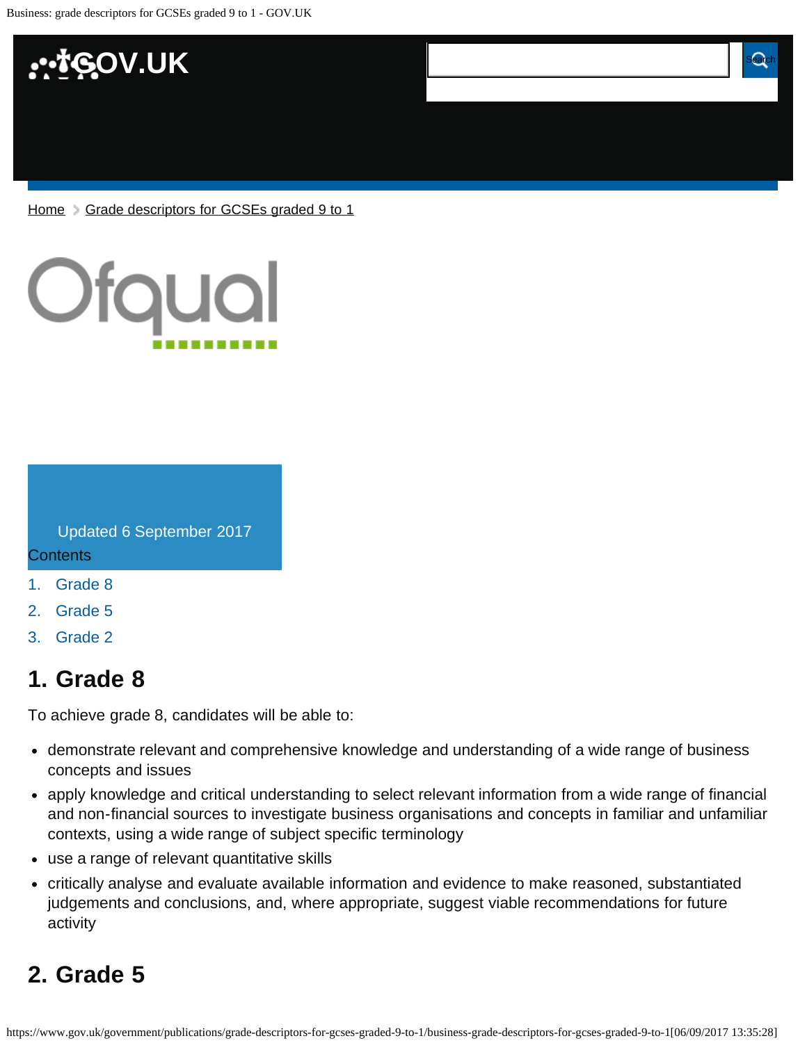Home > Grade descriptors for GCSEs graded 9 to 1

Updated 6 September 2017

Contents

1. Grade 8
2. Grade 5
3. Grade 2

## 1. Grade 8

To achieve grade 8, candidates will be able to:

- demonstrate relevant and comprehensive knowledge and understanding of a wide range of business concepts and issues
- apply knowledge and critical understanding to select relevant information from a wide range of financial and non-financial sources to investigate business organisations and concepts in familiar and unfamiliar contexts, using a wide range of subject specific terminology
- use a range of relevant quantitative skills
- critically analyse and evaluate available information and evidence to make reasoned, substantiated judgements and conclusions, and, where appropriate, suggest viable recommendations for future activity

## 2. Grade 5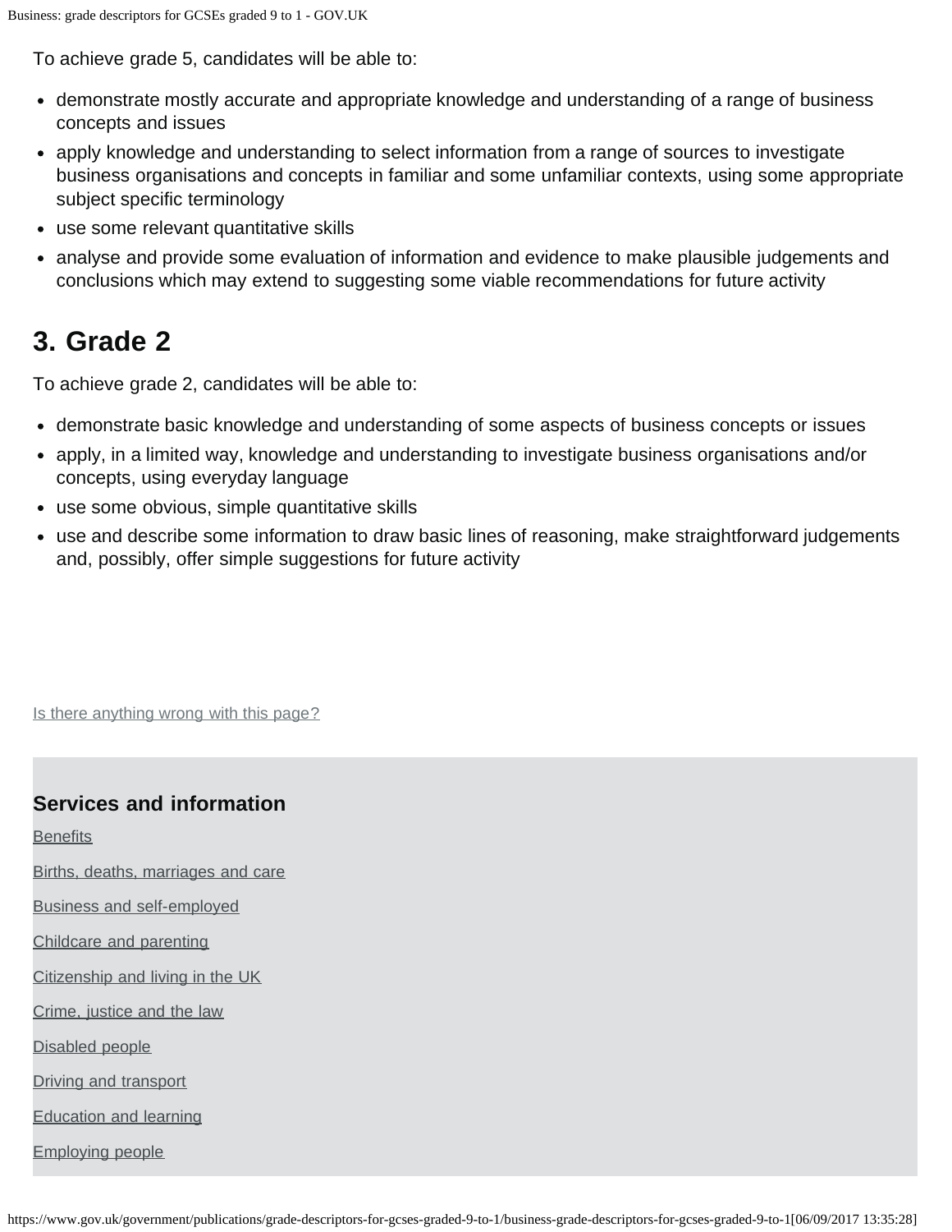To achieve grade 5, candidates will be able to:

- demonstrate mostly accurate and appropriate knowledge and understanding of a range of business concepts and issues
- apply knowledge and understanding to select information from a range of sources to investigate business organisations and concepts in familiar and some unfamiliar contexts, using some appropriate subject specific terminology
- use some relevant quantitative skills
- analyse and provide some evaluation of information and evidence to make plausible judgements and conclusions which may extend to suggesting some viable recommendations for future activity

## 3. Grade 2

To achieve grade 2, candidates will be able to:

- demonstrate basic knowledge and understanding of some aspects of business concepts or issues
- apply, in a limited way, knowledge and understanding to investigate business organisations and/or concepts, using everyday language
- use some obvious, simple quantitative skills
- use and describe some information to draw basic lines of reasoning, make straightforward judgements and, possibly, offer simple suggestions for future activity

Is there anything wrong with this page?

### Services and information

Benefits

Births, deaths, marriages and care

Business and self-employed

Childcare and parenting

Citizenship and living in the UK

Crime, justice and the law

Disabled people

Driving and transport

Education and learning

Employing people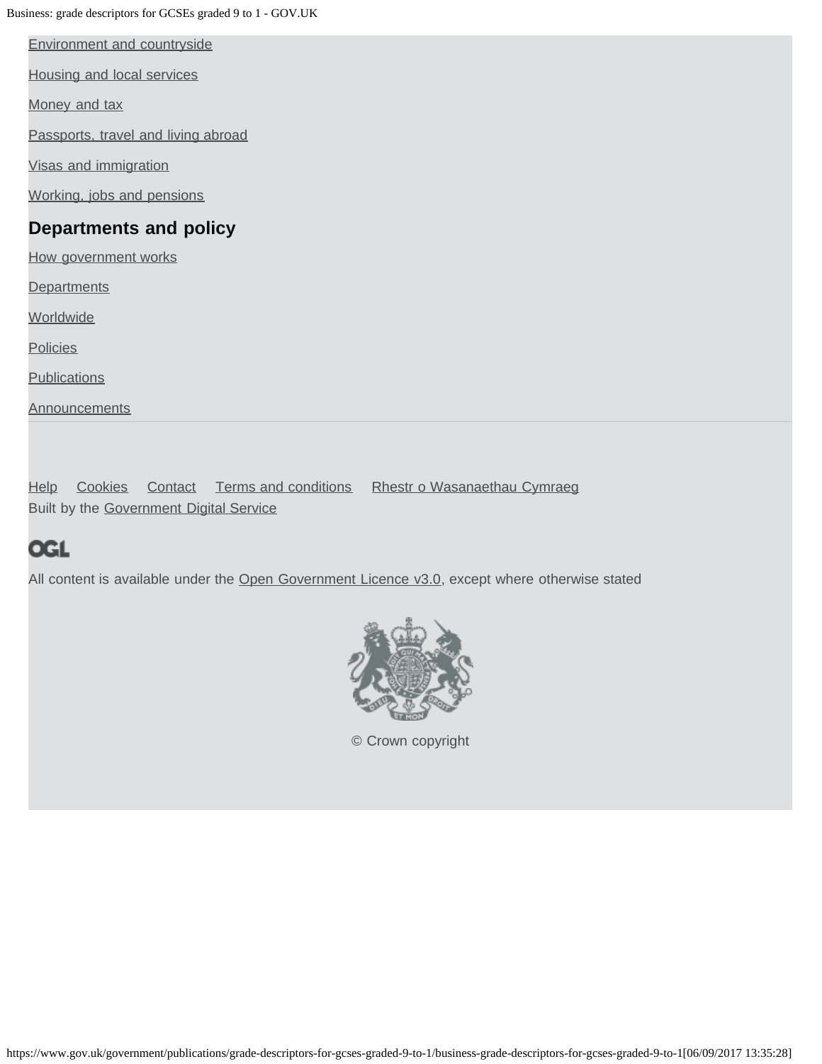Environment and countryside

Housing and local services

Money and tax

Passports, travel and living abroad

Visas and immigration

Working, jobs and pensions

## Departments and policy

How government works

Departments

Worldwide

Policies

Publications

Announcements

Help Cookies Contact Terms and conditions Rhestr o Wasanaethau Cymraeg

Built by the Government Digital Service

OGL

All content is available under the Open Government Licence v3.0, except where otherwise stated

© Crown copyright